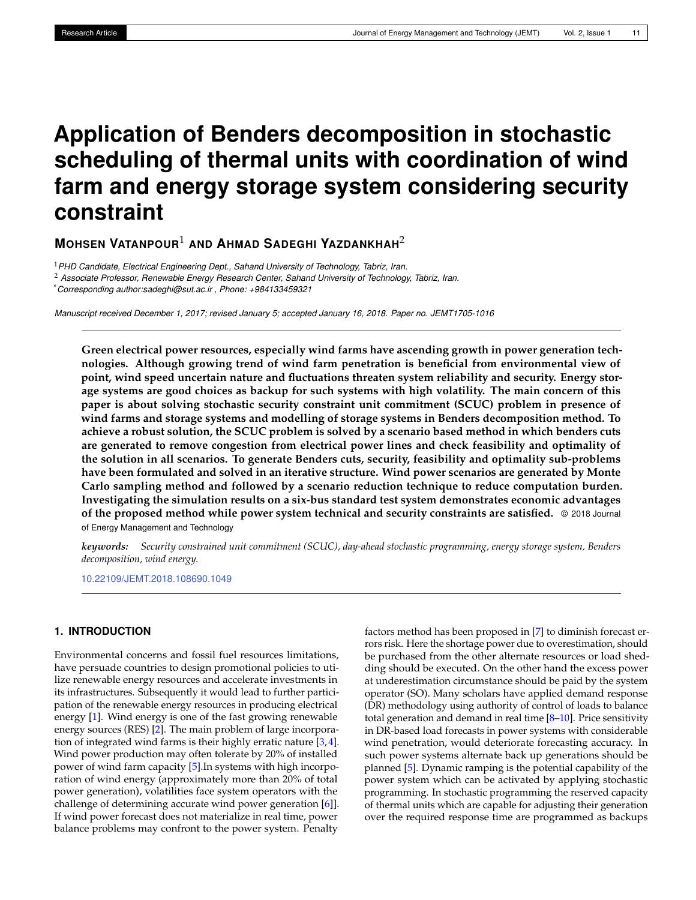# Application of Benders decomposition in stochastic scheduling of thermal units with coordination of wind farm and energy storage system considering security constraint

**MOHSEN VATANPOUR**[1] **AND AHMAD SADEGHI YAZDANKHAH**[2]

[1] *PHD Candidate, Electrical Engineering Dept., Sahand University of Technology, Tabriz, Iran.*

[2] *Associate Professor, Renewable Energy Research Center, Sahand University of Technology, Tabriz, Iran.*

[*] *Corresponding author:sadeghi@sut.ac.ir , Phone: +984133459321*

*Manuscript received December 1, 2017; revised January 5; accepted January 16, 2018. Paper no. JEMT1705-1016*

**Green electrical power resources, especially wind farms have ascending growth in power generation technologies. Although growing trend of wind farm penetration is beneficial from environmental view of point, wind speed uncertain nature and fluctuations threaten system reliability and security. Energy storage systems are good choices as backup for such systems with high volatility. The main concern of this paper is about solving stochastic security constraint unit commitment (SCUC) problem in presence of wind farms and storage systems and modelling of storage systems in Benders decomposition method. To achieve a robust solution, the SCUC problem is solved by a scenario based method in which benders cuts are generated to remove congestion from electrical power lines and check feasibility and optimality of the solution in all scenarios. To generate Benders cuts, security, feasibility and optimality sub-problems have been formulated and solved in an iterative structure. Wind power scenarios are generated by Monte Carlo sampling method and followed by a scenario reduction technique to reduce computation burden. Investigating the simulation results on a six-bus standard test system demonstrates economic advantages of the proposed method while power system technical and security constraints are satisfied.** © 2018 Journal of Energy Management and Technology

***keywords:*** *Security constrained unit commitment (SCUC), day-ahead stochastic programming, energy storage system, Benders decomposition, wind energy.*

10.22109/JEMT.2018.108690.1049

## 1. INTRODUCTION

Environmental concerns and fossil fuel resources limitations, have persuade countries to design promotional policies to utilize renewable energy resources and accelerate investments in its infrastructures. Subsequently it would lead to further participation of the renewable energy resources in producing electrical energy [1]. Wind energy is one of the fast growing renewable energy sources (RES) [2]. The main problem of large incorporation of integrated wind farms is their highly erratic nature [3,4]. Wind power production may often tolerate by 20% of installed power of wind farm capacity [5].In systems with high incorporation of wind energy (approximately more than 20% of total power generation), volatilities face system operators with the challenge of determining accurate wind power generation [6]]. If wind power forecast does not materialize in real time, power balance problems may confront to the power system. Penalty factors method has been proposed in [7] to diminish forecast errors risk. Here the shortage power due to overestimation, should be purchased from the other alternate resources or load shedding should be executed. On the other hand the excess power at underestimation circumstance should be paid by the system operator (SO). Many scholars have applied demand response (DR) methodology using authority of control of loads to balance total generation and demand in real time [8–10]. Price sensitivity in DR-based load forecasts in power systems with considerable wind penetration, would deteriorate forecasting accuracy. In such power systems alternate back up generations should be planned [5]. Dynamic ramping is the potential capability of the power system which can be activated by applying stochastic programming. In stochastic programming the reserved capacity of thermal units which are capable for adjusting their generation over the required response time are programmed as backups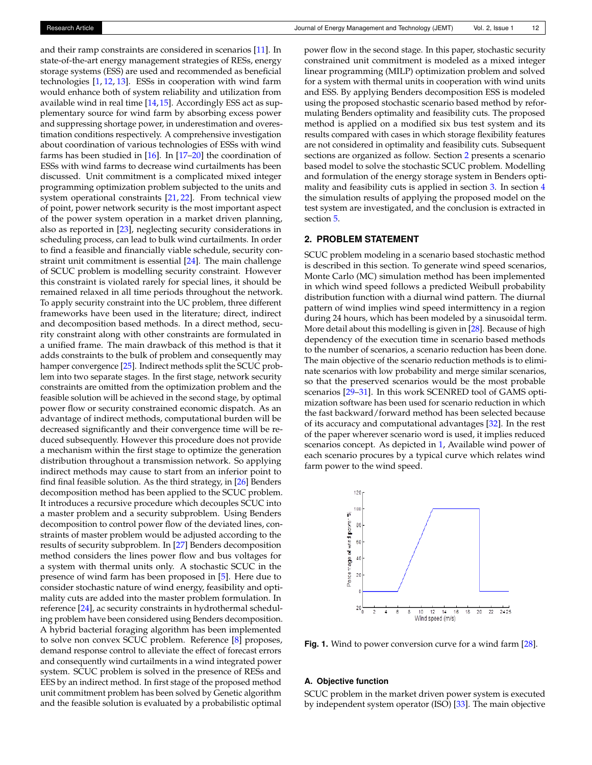and their ramp constraints are considered in scenarios [11]. In state-of-the-art energy management strategies of RESs, energy storage systems (ESS) are used and recommended as beneficial technologies [1, 12, 13]. ESSs in cooperation with wind farm would enhance both of system reliability and utilization from available wind in real time [14, 15]. Accordingly ESS act as supplementary source for wind farm by absorbing excess power and suppressing shortage power, in underestimation and overestimation conditions respectively. A comprehensive investigation about coordination of various technologies of ESSs with wind farms has been studied in [16]. In [17–20] the coordination of ESSs with wind farms to decrease wind curtailments has been discussed. Unit commitment is a complicated mixed integer programming optimization problem subjected to the units and system operational constraints [21, 22]. From technical view of point, power network security is the most important aspect of the power system operation in a market driven planning, also as reported in [23], neglecting security considerations in scheduling process, can lead to bulk wind curtailments. In order to find a feasible and financially viable schedule, security constraint unit commitment is essential [24]. The main challenge of SCUC problem is modelling security constraint. However this constraint is violated rarely for special lines, it should be remained relaxed in all time periods throughout the network. To apply security constraint into the UC problem, three different frameworks have been used in the literature; direct, indirect and decomposition based methods. In a direct method, security constraint along with other constraints are formulated in a unified frame. The main drawback of this method is that it adds constraints to the bulk of problem and consequently may hamper convergence [25]. Indirect methods split the SCUC problem into two separate stages. In the first stage, network security constraints are omitted from the optimization problem and the feasible solution will be achieved in the second stage, by optimal power flow or security constrained economic dispatch. As an advantage of indirect methods, computational burden will be decreased significantly and their convergence time will be reduced subsequently. However this procedure does not provide a mechanism within the first stage to optimize the generation distribution throughout a transmission network. So applying indirect methods may cause to start from an inferior point to find final feasible solution. As the third strategy, in [26] Benders decomposition method has been applied to the SCUC problem. It introduces a recursive procedure which decouples SCUC into a master problem and a security subproblem. Using Benders decomposition to control power flow of the deviated lines, constraints of master problem would be adjusted according to the results of security subproblem. In [27] Benders decomposition method considers the lines power flow and bus voltages for a system with thermal units only. A stochastic SCUC in the presence of wind farm has been proposed in [5]. Here due to consider stochastic nature of wind energy, feasibility and optimality cuts are added into the master problem formulation. In reference [24], ac security constraints in hydrothermal scheduling problem have been considered using Benders decomposition. A hybrid bacterial foraging algorithm has been implemented to solve non convex SCUC problem. Reference [8] proposes, demand response control to alleviate the effect of forecast errors and consequently wind curtailments in a wind integrated power system. SCUC problem is solved in the presence of RESs and EES by an indirect method. In first stage of the proposed method unit commitment problem has been solved by Genetic algorithm and the feasible solution is evaluated by a probabilistic optimal power flow in the second stage. In this paper, stochastic security constrained unit commitment is modeled as a mixed integer linear programming (MILP) optimization problem and solved for a system with thermal units in cooperation with wind units and ESS. By applying Benders decomposition ESS is modeled using the proposed stochastic scenario based method by reformulating Benders optimality and feasibility cuts. The proposed method is applied on a modified six bus test system and its results compared with cases in which storage flexibility features are not considered in optimality and feasibility cuts. Subsequent sections are organized as follow. Section 2 presents a scenario based model to solve the stochastic SCUC problem. Modelling and formulation of the energy storage system in Benders optimality and feasibility cuts is applied in section 3. In section 4 the simulation results of applying the proposed model on the test system are investigated, and the conclusion is extracted in section 5.

## 2. PROBLEM STATEMENT

SCUC problem modeling in a scenario based stochastic method is described in this section. To generate wind speed scenarios, Monte Carlo (MC) simulation method has been implemented in which wind speed follows a predicted Weibull probability distribution function with a diurnal wind pattern. The diurnal pattern of wind implies wind speed intermittency in a region during 24 hours, which has been modeled by a sinusoidal term. More detail about this modelling is given in [28]. Because of high dependency of the execution time in scenario based methods to the number of scenarios, a scenario reduction has been done. The main objective of the scenario reduction methods is to eliminate scenarios with low probability and merge similar scenarios, so that the preserved scenarios would be the most probable scenarios [29–31]. In this work SCENRED tool of GAMS optimization software has been used for scenario reduction in which the fast backward/forward method has been selected because of its accuracy and computational advantages [32]. In the rest of the paper wherever scenario word is used, it implies reduced scenarios concept. As depicted in 1, Available wind power of each scenario procures by a typical curve which relates wind farm power to the wind speed.

**Fig. 1.** Wind to power conversion curve for a wind farm [28].

### A. Objective function

SCUC problem in the market driven power system is executed by independent system operator (ISO) [33]. The main objective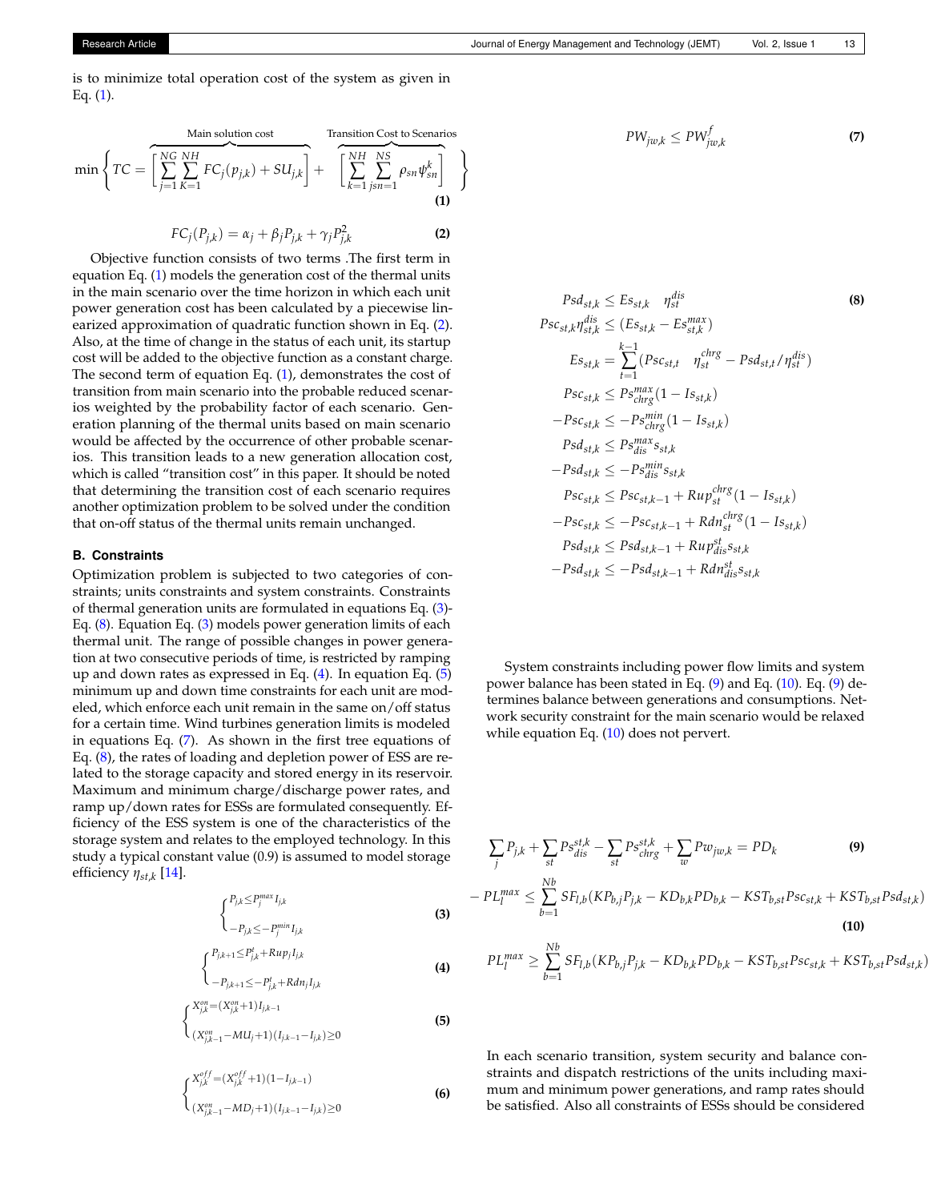is to minimize total operation cost of the system as given in Eq. (1).

$$\min \left\{ TC = \overbrace{\left[ \sum_{j=1}^{NG} \sum_{K=1}^{NH} FC_j(p_{j,k}) + SU_{j,k} \right]}^{\text{Main solution cost}} + \overbrace{\left[ \sum_{k=1}^{NH} \sum_{jsn=1}^{NS} \rho_{sn} \psi_{sn}^{k} \right]}^{\text{Transition Cost to Scenarios}} \right\} \tag{1}$$

$$FC_j(P_{j,k}) = \alpha_j + \beta_j P_{j,k} + \gamma_j P_{j,k}^2 \tag{2}$$

Objective function consists of two terms .The first term in equation Eq. (1) models the generation cost of the thermal units in the main scenario over the time horizon in which each unit power generation cost has been calculated by a piecewise linearized approximation of quadratic function shown in Eq. (2). Also, at the time of change in the status of each unit, its startup cost will be added to the objective function as a constant charge. The second term of equation Eq. (1), demonstrates the cost of transition from main scenario into the probable reduced scenarios weighted by the probability factor of each scenario. Generation planning of the thermal units based on main scenario would be affected by the occurrence of other probable scenarios. This transition leads to a new generation allocation cost, which is called "transition cost" in this paper. It should be noted that determining the transition cost of each scenario requires another optimization problem to be solved under the condition that on-off status of the thermal units remain unchanged.

### B. Constraints

Optimization problem is subjected to two categories of constraints; units constraints and system constraints. Constraints of thermal generation units are formulated in equations Eq. (3)-Eq. (8). Equation Eq. (3) models power generation limits of each thermal unit. The range of possible changes in power generation at two consecutive periods of time, is restricted by ramping up and down rates as expressed in Eq. (4). In equation Eq. (5) minimum up and down time constraints for each unit are modeled, which enforce each unit remain in the same on/off status for a certain time. Wind turbines generation limits is modeled in equations Eq. (7). As shown in the first tree equations of Eq. (8), the rates of loading and depletion power of ESS are related to the storage capacity and stored energy in its reservoir. Maximum and minimum charge/discharge power rates, and ramp up/down rates for ESSs are formulated consequently. Efficiency of the ESS system is one of the characteristics of the storage system and relates to the employed technology. In this study a typical constant value (0.9) is assumed to model storage efficiency $\eta_{st,k}$ [14].

$$\begin{cases} P_{j,k} \le P_j^{max} I_{j,k} \\ -P_{j,k} \le -P_j^{min} I_{j,k} \end{cases} \tag{3}$$

$$\begin{cases} P_{j,k+1} \le P_{j,k}^{t} + Rup_j I_{j,k} \\ -P_{j,k+1} \le -P_{j,k}^{t} + Rdn_j I_{j,k} \end{cases} \tag{4}$$

$$\begin{cases} X_{j,k}^{on} = (X_{j,k}^{on}+1) I_{j,k-1} \\ (X_{j,k-1}^{on} - MU_j + 1)(I_{j,k-1} - I_{j,k}) \ge 0 \end{cases} \tag{5}$$

$$\begin{cases} X_{j,k}^{off} = (X_{j,k}^{off}+1)(1-I_{j,k-1}) \\ (X_{j,k-1}^{on} - MD_j + 1)(I_{j,k-1} - I_{j,k}) \ge 0 \end{cases} \tag{6}$$

$$PW_{jw,k} \le PW_{jw,k}^{f} \tag{7}$$

$$\begin{aligned}
Psd_{st,k} &\le Es_{st,k} \quad \eta_{st}^{dis} \\
Psc_{st,k}\eta_{st,k}^{dis} &\le (Es_{st,k} - Es_{st,k}^{max}) \\
Es_{st,k} &= \sum_{t=1}^{k-1} (Psc_{st,t} \quad \eta_{st}^{chrg} - Psd_{st,t}/\eta_{st}^{dis}) \\
Psc_{st,k} &\le Ps_{chrg}^{max}(1 - Is_{st,k}) \\
-Psc_{st,k} &\le -Ps_{chrg}^{min}(1 - Is_{st,k}) \\
Psd_{st,k} &\le Ps_{dis}^{max} s_{st,k} \\
-Psd_{st,k} &\le -Ps_{dis}^{min} s_{st,k} \\
Psc_{st,k} &\le Psc_{st,k-1} + Rup_{st}^{chrg}(1 - Is_{st,k}) \\
-Psc_{st,k} &\le -Psc_{st,k-1} + Rdn_{st}^{chrg}(1 - Is_{st,k}) \\
Psd_{st,k} &\le Psd_{st,k-1} + Rup_{dis}^{st} s_{st,k} \\
-Psd_{st,k} &\le -Psd_{st,k-1} + Rdn_{dis}^{st} s_{st,k}
\end{aligned} \tag{8}$$

System constraints including power flow limits and system power balance has been stated in Eq. (9) and Eq. (10). Eq. (9) determines balance between generations and consumptions. Network security constraint for the main scenario would be relaxed while equation Eq. (10) does not pervert.

$$\sum_j P_{j,k} + \sum_{st} Ps_{dis}^{st,k} - \sum_{st} Ps_{chrg}^{st,k} + \sum_w Pw_{jw,k} = PD_k \tag{9}$$

$$\begin{aligned}
-PL_l^{max} &\le \sum_{b=1}^{Nb} SF_{l,b}(KP_{b,j}P_{j,k} - KD_{b,k}PD_{b,k} - KST_{b,st}Psc_{st,k} + KST_{b,st}Psd_{st,k}) \\
PL_l^{max} &\ge \sum_{b=1}^{Nb} SF_{l,b}(KP_{b,j}P_{j,k} - KD_{b,k}PD_{b,k} - KST_{b,st}Psc_{st,k} + KST_{b,st}Psd_{st,k})
\end{aligned} \tag{10}$$

In each scenario transition, system security and balance constraints and dispatch restrictions of the units including maximum and minimum power generations, and ramp rates should be satisfied. Also all constraints of ESSs should be considered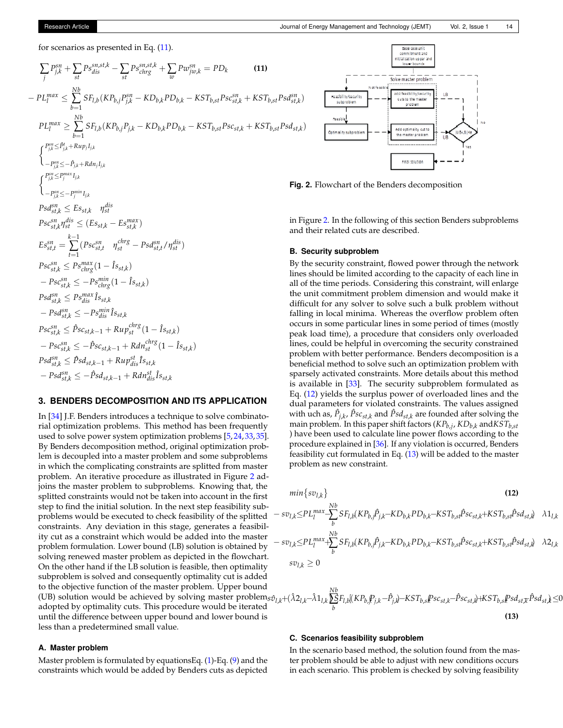for scenarios as presented in Eq. (11).

$$\sum_j P_{j,k}^{sn} + \sum_{st} Ps_{dis}^{sn,st,k} - \sum_{st} Ps_{chrg}^{sn,st,k} + \sum_w Pw_{jw,k}^{sn} = PD_k \quad \textbf{(11)}$$

$$-PL_l^{max} \le \sum_{b=1}^{Nb} SF_{l,b}(KP_{b,j}P_{j,k}^{sn} - KD_{b,k}PD_{b,k} - KST_{b,st}Psc_{st,k}^{sn} + KST_{b,st}Psd_{st,k}^{sn})$$

$$PL_l^{max} \ge \sum_{b=1}^{Nb} SF_{l,b}(KP_{b,j}P_{j,k} - KD_{b,k}PD_{b,k} - KST_{b,st}Psc_{st,k} + KST_{b,st}Psd_{st,k})$$

$$\begin{cases} P_{j,k}^{sn} \le \hat{P}_{j,k}^{t} + Rup_j I_{j,k} \\ -P_{j,k}^{sn} \le -\hat{P}_{j,k} + Rdn_j I_{j,k} \end{cases}$$

$$\begin{cases} P_{j,k}^{sn} \le P_j^{max} I_{j,k} \\ -P_{j,k}^{sn} \le -P_j^{min} I_{j,k} \end{cases}$$

$$Psd_{st,k}^{sn} \le Es_{st,k} \quad \eta_{st}^{dis}$$

$$Psc_{st,k}^{sn} \eta_{st}^{dis} \le (Es_{st,k} - Es_{st,k}^{max})$$

$$Es_{st,t}^{sn} = \sum_{t=1}^{k-1} (Psc_{st,t}^{sn} \quad \eta_{st}^{chrg} - Psd_{st,t}^{sn} / \eta_{st}^{dis})$$

$$Psc_{st,k}^{sn} \le Ps_{chrg}^{max}(1 - \hat{I}s_{st,k})$$

$$-Psc_{st,k}^{sn} \le -Ps_{chrg}^{min}(1 - \hat{I}s_{st,k})$$

$$Psd_{st,k}^{sn} \le Ps_{dis}^{max} \hat{I}s_{st,k}$$

$$-Psd_{st,k}^{sn} \le -Ps_{dis}^{min} \hat{I}s_{st,k}$$

$$Psc_{st,k}^{sn} \le \hat{P}sc_{st,k-1} + Rup_{st}^{chrg}(1 - \hat{I}s_{st,k})$$

$$-Psc_{st,k}^{sn} \le -\hat{P}sc_{st,k-1} + Rdn_{st}^{chrg}(1 - \hat{I}s_{st,k})$$

$$Psd_{st,k}^{sn} \le \hat{P}sd_{st,k-1} + Rup_{dis}^{st} \hat{I}s_{st,k}$$

$$-Psd_{st,k}^{sn} \le -\hat{P}sd_{st,k-1} + Rdn_{dis}^{st} \hat{I}s_{st,k}$$

## 3. BENDERS DECOMPOSITION AND ITS APPLICATION

In [34] J.F. Benders introduces a technique to solve combinatorial optimization problems. This method has been frequently used to solve power system optimization problems [5, 24, 33, 35]. By Benders decomposition method, original optimization problem is decoupled into a master problem and some subproblems in which the complicating constraints are splitted from master problem. An iterative procedure as illustrated in Figure 2 adjoins the master problem to subproblems. Knowing that, the splitted constraints would not be taken into account in the first step to find the initial solution. In the next step feasibility subproblems would be executed to check feasibility of the splitted constraints. Any deviation in this stage, generates a feasibility cut as a constraint which would be added into the master problem formulation. Lower bound (LB) solution is obtained by solving renewed master problem as depicted in the flowchart. On the other hand if the LB solution is feasible, then optimality subproblem is solved and consequently optimality cut is added to the objective function of the master problem. Upper bound (UB) solution would be achieved by solving master problem adopted by optimality cuts. This procedure would be iterated until the difference between upper bound and lower bound is less than a predetermined small value.

### A. Master problem

Master problem is formulated by equationsEq. (1)-Eq. (9) and the constraints which would be added by Benders cuts as depicted in Figure 2. In the following of this section Benders subproblems and their related cuts are described.

**Fig. 2.** Flowchart of the Benders decomposition

### B. Security subproblem

By the security constraint, flowed power through the network lines should be limited according to the capacity of each line in all of the time periods. Considering this constraint, will enlarge the unit commitment problem dimension and would make it difficult for any solver to solve such a bulk problem without falling in local minima. Whereas the overflow problem often occurs in some particular lines in some period of times (mostly peak load time), a procedure that considers only overloaded lines, could be helpful in overcoming the security constrained problem with better performance. Benders decomposition is a beneficial method to solve such an optimization problem with sparsely activated constraints. More details about this method is available in [33]. The security subproblem formulated as Eq. (12) yields the surplus power of overloaded lines and the dual parameters for violated constraints. The values assigned with uch as, $\hat{P}_{j,k}$, $\hat{P}sc_{st,k}$ and $\hat{P}sd_{st,k}$ are founded after solving the main problem. In this paper shift factors ($KP_{b,j}$, $KD_{b,k}$ and $KST_{b,st}$ ) have been used to calculate line power flows according to the procedure explained in [36]. If any violation is occurred, Benders feasibility cut formulated in Eq. (13) will be added to the master problem as new constraint.

$$min\{sv_{l,k}\} \quad \textbf{(12)}$$

$$-sv_{l,k} \le PL_l^{max} - \sum_{b}^{Nb} SF_{l,b}(KP_{b,j}\hat{P}_{j,k} - KD_{b,k}PD_{b,k} - KST_{b,st}\hat{P}sc_{st,k} + KST_{b,st}\hat{P}sd_{st,k}) \quad \lambda 1_{l,k}$$

$$-sv_{l,k} \le PL_l^{max} + \sum_{b}^{Nb} SF_{l,b}(KP_{b,j}\hat{P}_{j,k} - KD_{b,k}PD_{b,k} - KST_{b,st}\hat{P}sc_{st,k} + KST_{b,st}\hat{P}sd_{st,k}) \quad \lambda 2_{l,k}$$

$$sv_{l,k} \ge 0$$

$$s\hat{v}_{l,k} + (\hat{\lambda}2_{l,k} - \hat{\lambda}1_{l,k}) \sum_{b}^{Nb} SF_{l,b}[(KP_{b,j}(P_{j,k} - \hat{P}_{j,k}) - KST_{b,st}(Psc_{st,k} - \hat{P}sc_{st,k}) + KST_{b,st}(Psd_{st,k} - \hat{P}sd_{st,k})] \le 0 \quad \textbf{(13)}$$

### C. Scenarios feasibility subproblem

In the scenario based method, the solution found from the master problem should be able to adjust with new conditions occurs in each scenario. This problem is checked by solving feasibility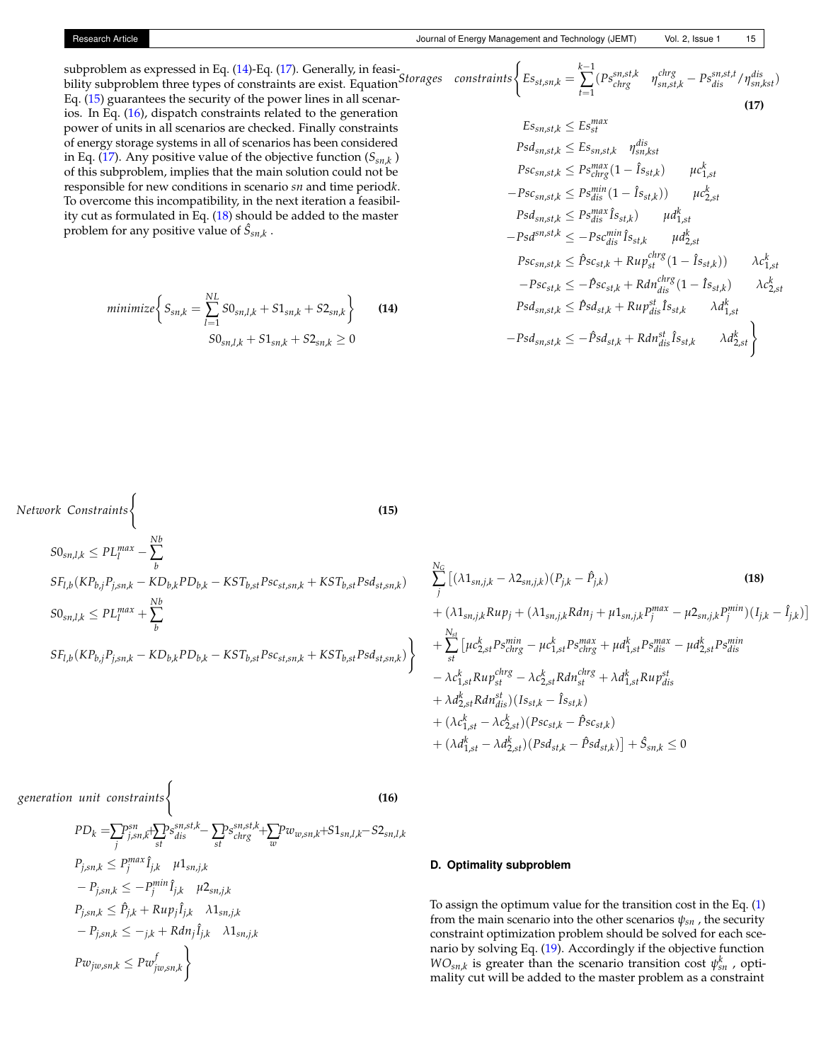subproblem as expressed in Eq. (14)-Eq. (17). Generally, in feasibility subproblem three types of constraints are exist. Equation Eq. (15) guarantees the security of the power lines in all scenarios. In Eq. (16), dispatch constraints related to the generation power of units in all scenarios are checked. Finally constraints of energy storage systems in all of scenarios has been considered in Eq. (17). Any positive value of the objective function ($S_{sn,k}$) of this subproblem, implies that the main solution could not be responsible for new conditions in scenario $sn$ and time period$k$. To overcome this incompatibility, in the next iteration a feasibility cut as formulated in Eq. (18) should be added to the master problem for any positive value of $\hat{S}_{sn,k}$ .

$$minimize\left\{ S_{sn,k} = \sum_{l=1}^{NL} S0_{sn,l,k} + S1_{sn,k} + S2_{sn,k} \right\} \quad (14)$$
$$S0_{sn,l,k} + S1_{sn,k} + S2_{sn,k} \geq 0$$

$$Network\ \ Constraints \left\{ \begin{aligned} & S0_{sn,l,k} \leq PL_l^{max} - \sum_{b}^{Nb} \\ & SF_{l,b}(KP_{b,j}P_{j,sn,k} - KD_{b,k}PD_{b,k} - KST_{b,st}Psc_{st,sn,k} + KST_{b,st}Psd_{st,sn,k}) \\ & S0_{sn,l,k} \leq PL_l^{max} + \sum_{b}^{Nb} \\ & SF_{l,b}(KP_{b,j}P_{j,sn,k} - KD_{b,k}PD_{b,k} - KST_{b,st}Psc_{st,sn,k} + KST_{b,st}Psd_{st,sn,k}) \end{aligned} \right\} \quad (15)$$

$$generation\ \ unit\ \ constraints \left\{ \begin{aligned} & PD_k = \sum_j P^{sn}_{j,sn,k} + \sum_{st} Ps^{sn,st,k}_{dis} - \sum_{st} Ps^{sn,st,k}_{chrg} + \sum_w Pw_{w,sn,k} + S1_{sn,l,k} - S2_{sn,l,k} \\ & P_{j,sn,k} \leq P_j^{max}\hat{I}_{j,k} \quad \mu1_{sn,j,k} \\ & -P_{j,sn,k} \leq -P_j^{min}\hat{I}_{j,k} \quad \mu2_{sn,j,k} \\ & P_{j,sn,k} \leq \hat{P}_{j,k} + Rup_j\hat{I}_{j,k} \quad \lambda1_{sn,j,k} \\ & -P_{j,sn,k} \leq -_{j,k} + Rdn_j\hat{I}_{j,k} \quad \lambda1_{sn,j,k} \\ & Pw_{jw,sn,k} \leq Pw^f_{jw,sn,k} \end{aligned} \right\} \quad (16)$$

$$Storages\ \ constraints \left\{ \begin{aligned} & Es_{st,sn,k} = \sum_{t=1}^{k-1}(Ps^{sn,st,k}_{chrg} \quad \eta^{chrg}_{sn,st,k} - Ps^{sn,st,t}_{dis}/\eta^{dis}_{sn,kst}) \\ & Es_{sn,st,k} \leq Es^{max}_{st} \\ & Psd_{sn,st,k} \leq Es_{sn,st,k} \quad \eta^{dis}_{sn,kst} \\ & Psc_{sn,st,k} \leq Ps^{max}_{chrg}(1 - \hat{I}s_{st,k}) \qquad \mu c^k_{1,st} \\ & -Psc_{sn,st,k} \leq Ps^{min}_{dis}(1 - \hat{I}s_{st,k})) \qquad \mu c^k_{2,st} \\ & Psd_{sn,st,k} \leq Ps^{max}_{dis}\hat{I}s_{st,k}) \qquad \mu d^k_{1,st} \\ & -Psd^{sn,st,k} \leq -Psc^{min}_{dis}\hat{I}s_{st,k} \qquad \mu d^k_{2,st} \\ & Psc_{sn,st,k} \leq \hat{P}sc_{st,k} + Rup^{chrg}_{st}(1 - \hat{I}s_{st,k})) \qquad \lambda c^k_{1,st} \\ & -Psc_{st,k} \leq -\hat{P}sc_{st,k} + Rdn^{chrg}_{dis}(1 - \hat{I}s_{st,k}) \qquad \lambda c^k_{2,st} \\ & Psd_{sn,st,k} \leq \hat{P}sd_{st,k} + Rup^{st}_{dis}\hat{I}s_{st,k} \qquad \lambda d^k_{1,st} \\ & -Psd_{sn,st,k} \leq -\hat{P}sd_{st,k} + Rdn^{st}_{dis}\hat{I}s_{st,k} \qquad \lambda d^k_{2,st} \end{aligned} \right\} \quad (17)$$

$$\begin{aligned} & \sum_{j}^{N_G} \big[ (\lambda1_{sn,j,k} - \lambda2_{sn,j,k})(P_{j,k} - \hat{P}_{j,k}) \\ & + (\lambda1_{sn,j,k}Rup_j + (\lambda1_{sn,j,k}Rdn_j + \mu1_{sn,j,k}P_j^{max} - \mu2_{sn,j,k}P_j^{min})(I_{j,k} - \hat{I}_{j,k}) \big] \\ & + \sum_{st}^{N_{st}} \big[ \mu c^k_{2,st}Ps^{min}_{chrg} - \mu c^k_{1,st}Ps^{max}_{chrg} + \mu d^k_{1,st}Ps^{max}_{dis} - \mu d^k_{2,st}Ps^{min}_{dis} \\ & - \lambda c^k_{1,st}Rup^{chrg}_{st} - \lambda c^k_{2,st}Rdn^{chrg}_{st} + \lambda d^k_{1,st}Rup^{st}_{dis} \\ & + \lambda d^k_{2,st}Rdn^{st}_{dis})(Is_{st,k} - \hat{I}s_{st,k}) \\ & + (\lambda c^k_{1,st} - \lambda c^k_{2,st})(Psc_{st,k} - \hat{P}sc_{st,k}) \\ & + (\lambda d^k_{1,st} - \lambda d^k_{2,st})(Psd_{st,k} - \hat{P}sd_{st,k}) \big] + \hat{S}_{sn,k} \leq 0 \end{aligned} \quad (18)$$

### D. Optimality subproblem

To assign the optimum value for the transition cost in the Eq. (1) from the main scenario into the other scenarios $\psi_{sn}$ , the security constraint optimization problem should be solved for each scenario by solving Eq. (19). Accordingly if the objective function $WO_{sn,k}$ is greater than the scenario transition cost $\psi^k_{sn}$ , optimality cut will be added to the master problem as a constraint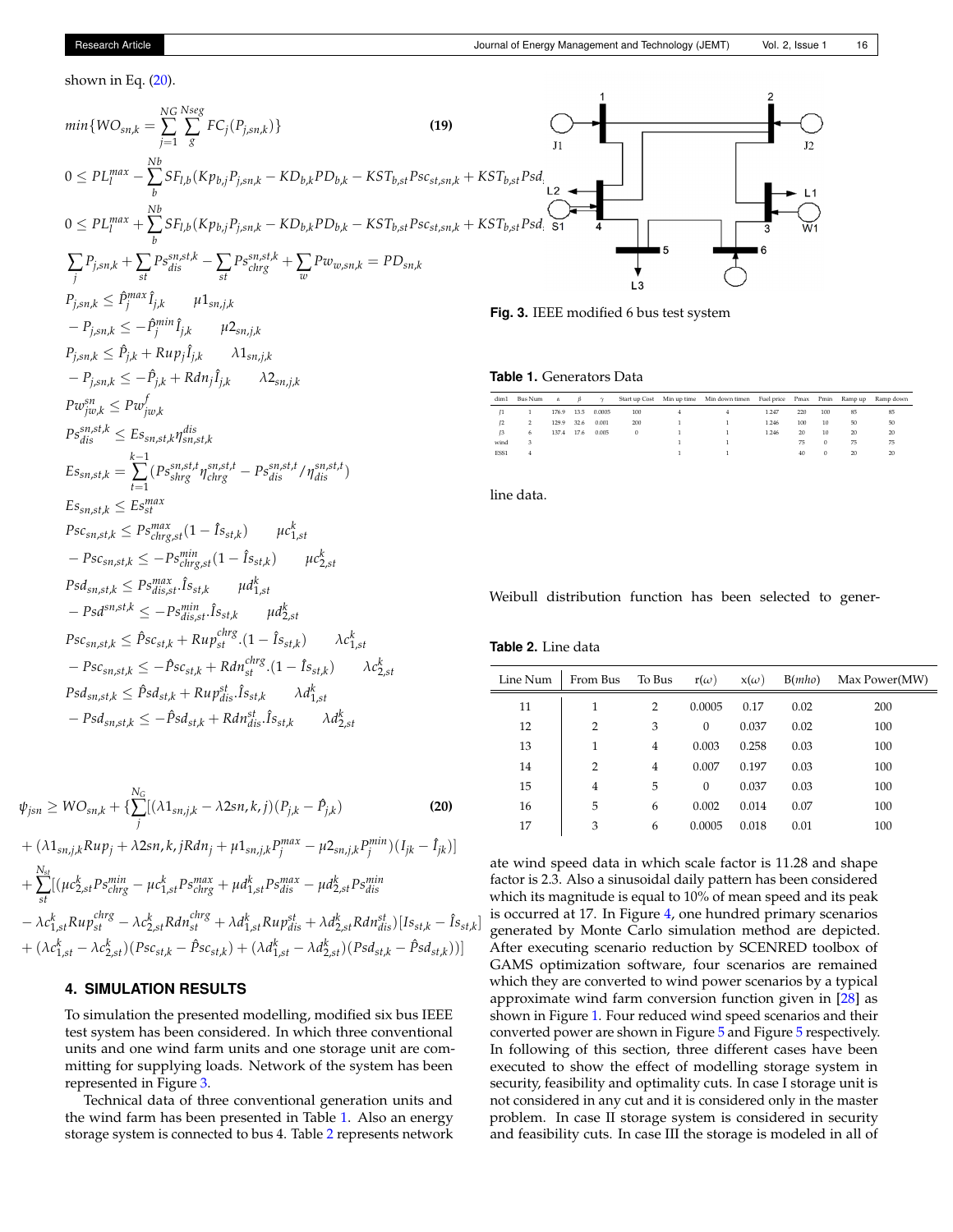shown in Eq. (20).

$$min\{WO_{sn,k} = \sum_{j=1}^{NG}\sum_{g}^{Nseg} FC_j(P_{j,sn,k})\} \tag{19}$$

$$0 \le PL_l^{max} - \sum_b^{Nb} SF_{l,b}(Kp_{b,j}P_{j,sn,k} - KD_{b,k}PD_{b,k} - KST_{b,st}Psc_{st,sn,k} + KST_{b,st}Psd_{...}$$

$$0 \le PL_l^{max} + \sum_b^{Nb} SF_{l,b}(Kp_{b,j}P_{j,sn,k} - KD_{b,k}PD_{b,k} - KST_{b,st}Psc_{st,sn,k} + KST_{b,st}Psd_{...}$$

$$\sum_j P_{j,sn,k} + \sum_{st} Ps_{dis}^{sn,st,k} - \sum_{st} Ps_{chrg}^{sn,st,k} + \sum_w Pw_{w,sn,k} = PD_{sn,k}$$

$$P_{j,sn,k} \le \hat{P}_j^{max}\hat{I}_{j,k} \qquad \mu 1_{sn,j,k}$$

$$-P_{j,sn,k} \le -\hat{P}_j^{min}\hat{I}_{j,k} \qquad \mu 2_{sn,j,k}$$

$$P_{j,sn,k} \le \hat{P}_{j,k} + Rup_j\hat{I}_{j,k} \qquad \lambda 1_{sn,j,k}$$

$$-P_{j,sn,k} \le -\hat{P}_{j,k} + Rdn_j\hat{I}_{j,k} \qquad \lambda 2_{sn,j,k}$$

$$Pw_{jw,k}^{sn} \le Pw_{jw,k}^{f}$$

$$Ps_{dis}^{sn,st,k} \le Es_{sn,st,k}\eta_{sn,st,k}^{dis}$$

$$Es_{sn,st,k} = \sum_{t=1}^{k-1}(Ps_{shrg}^{sn,st,t}\eta_{chrg}^{sn,st,t} - Ps_{dis}^{sn,st,t}/\eta_{dis}^{sn,st,t})$$

$$Es_{sn,st,k} \le Es_{st}^{max}$$

$$Psc_{sn,st,k} \le Ps_{chrg,st}^{max}(1 - \hat{I}s_{st,k}) \qquad \mu c_{1,st}^k$$

$$-Psc_{sn,st,k} \le -Ps_{chrg,st}^{min}(1 - \hat{I}s_{st,k}) \qquad \mu c_{2,st}^k$$

$$Psd_{sn,st,k} \le Ps_{dis,st}^{max}.\hat{I}s_{st,k} \qquad \mu d_{1,st}^k$$

$$-Psd^{sn,st,k} \le -Ps_{dis,st}^{min}.\hat{I}s_{st,k} \qquad \mu d_{2,st}^k$$

$$Psc_{sn,st,k} \le \hat{P}sc_{st,k} + Rup_{st}^{chrg}.(1 - \hat{I}s_{st,k}) \qquad \lambda c_{1,st}^k$$

$$-Psc_{sn,st,k} \le -\hat{P}sc_{st,k} + Rdn_{st}^{chrg}.(1 - \hat{I}s_{st,k}) \qquad \lambda c_{2,st}^k$$

$$Psd_{sn,st,k} \le \hat{P}sd_{st,k} + Rup_{dis}^{st}.\hat{I}s_{st,k} \qquad \lambda d_{1,st}^k$$

$$-Psd_{sn,st,k} \le -\hat{P}sd_{st,k} + Rdn_{dis}^{st}.\hat{I}s_{st,k} \qquad \lambda d_{2,st}^k$$

$$\begin{aligned}
\psi_{jsn} \ge WO_{sn,k} + \{&\sum_j^{N_G}[(\lambda 1_{sn,j,k} - \lambda 2sn,k,j)(P_{j,k} - \hat{P}_{j,k}) \\
&+ (\lambda 1_{sn,j,k}Rup_j + \lambda 2sn,k,jRdn_j + \mu 1_{sn,j,k}P_j^{max} - \mu 2_{sn,j,k}P_j^{min})(I_{jk} - \hat{I}_{jk})] \\
&+ \sum_{st}^{N_{st}}[(\mu c_{2,st}^k Ps_{chrg}^{min} - \mu c_{1,st}^k Ps_{chrg}^{max} + \mu d_{1,st}^k Ps_{dis}^{max} - \mu d_{2,st}^k Ps_{dis}^{min} \\
&- \lambda c_{1,st}^k Rup_{st}^{chrg} - \lambda c_{2,st}^k Rdn_{st}^{chrg} + \lambda d_{1,st}^k Rup_{dis}^{st} + \lambda d_{2,st}^k Rdn_{dis}^{st})[Is_{st,k} - \hat{I}s_{st,k}] \\
&+ (\lambda c_{1,st}^k - \lambda c_{2,st}^k)(Psc_{st,k} - \hat{P}sc_{st,k}) + (\lambda d_{1,st}^k - \lambda d_{2,st}^k)(Psd_{st,k} - \hat{P}sd_{st,k}))]
\end{aligned} \tag{20}$$

## 4. SIMULATION RESULTS

To simulation the presented modelling, modified six bus IEEE test system has been considered. In which three conventional units and one wind farm units and one storage unit are commiting for supplying loads. Network of the system has been represented in Figure 3.

Technical data of three conventional generation units and the wind farm has been presented in Table 1. Also an energy storage system is connected to bus 4. Table 2 represents network line data.

**Fig. 3.** IEEE modified 6 bus test system

**Table 1.** Generators Data

| dim1 | Bus Num | a | β | γ | Start up Cost | Min up time | Min down timen | Fuel price | Pmax | Pmin | Ramp up | Ramp down |
|---|---|---|---|---|---|---|---|---|---|---|---|---|
| J1 | 1 | 176.9 | 13.5 | 0.0005 | 100 | 4 | 4 | 1.247 | 220 | 100 | 85 | 85 |
| J2 | 2 | 129.9 | 32.6 | 0.001 | 200 | 1 | 1 | 1.246 | 100 | 10 | 50 | 50 |
| J3 | 6 | 137.4 | 17.6 | 0.005 | 0 | 1 | 1 | 1.246 | 20 | 10 | 20 | 20 |
| wind | 3 | | | | | 1 | 1 | | 75 | 0 | 75 | 75 |
| ESS1 | 4 | | | | | 1 | 1 | | 40 | 0 | 20 | 20 |

**Table 2.** Line data

| Line Num | From Bus | To Bus | r(ω) | x(ω) | B(mho) | Max Power(MW) |
|---|---|---|---|---|---|---|
| 11 | 1 | 2 | 0.0005 | 0.17 | 0.02 | 200 |
| 12 | 2 | 3 | 0 | 0.037 | 0.02 | 100 |
| 13 | 1 | 4 | 0.003 | 0.258 | 0.03 | 100 |
| 14 | 2 | 4 | 0.007 | 0.197 | 0.03 | 100 |
| 15 | 4 | 5 | 0 | 0.037 | 0.03 | 100 |
| 16 | 5 | 6 | 0.002 | 0.014 | 0.07 | 100 |
| 17 | 3 | 6 | 0.0005 | 0.018 | 0.01 | 100 |

Weibull distribution function has been selected to generate wind speed data in which scale factor is 11.28 and shape factor is 2.3. Also a sinusoidal daily pattern has been considered which its magnitude is equal to 10% of mean speed and its peak is occured at 17. In Figure 4, one hundred primary scenarios generated by Monte Carlo simulation method are depicted. After executing scenario reduction by SCENRED toolbox of GAMS optimization software, four scenarios are remained which they are converted to wind power scenarios by a typical approximate wind farm conversion function given in [28] as shown in Figure 1. Four reduced wind speed scenarios and their converted power are shown in Figure 5 and Figure 5 respectively. In following of this section, three different cases have been executed to show the effect of modelling storage system in security, feasibility and optimality cuts. In case I storage unit is not considered in any cut and it is considered only in the master problem. In case II storage system is considered in security and feasibility cuts. In case III the storage is modeled in all of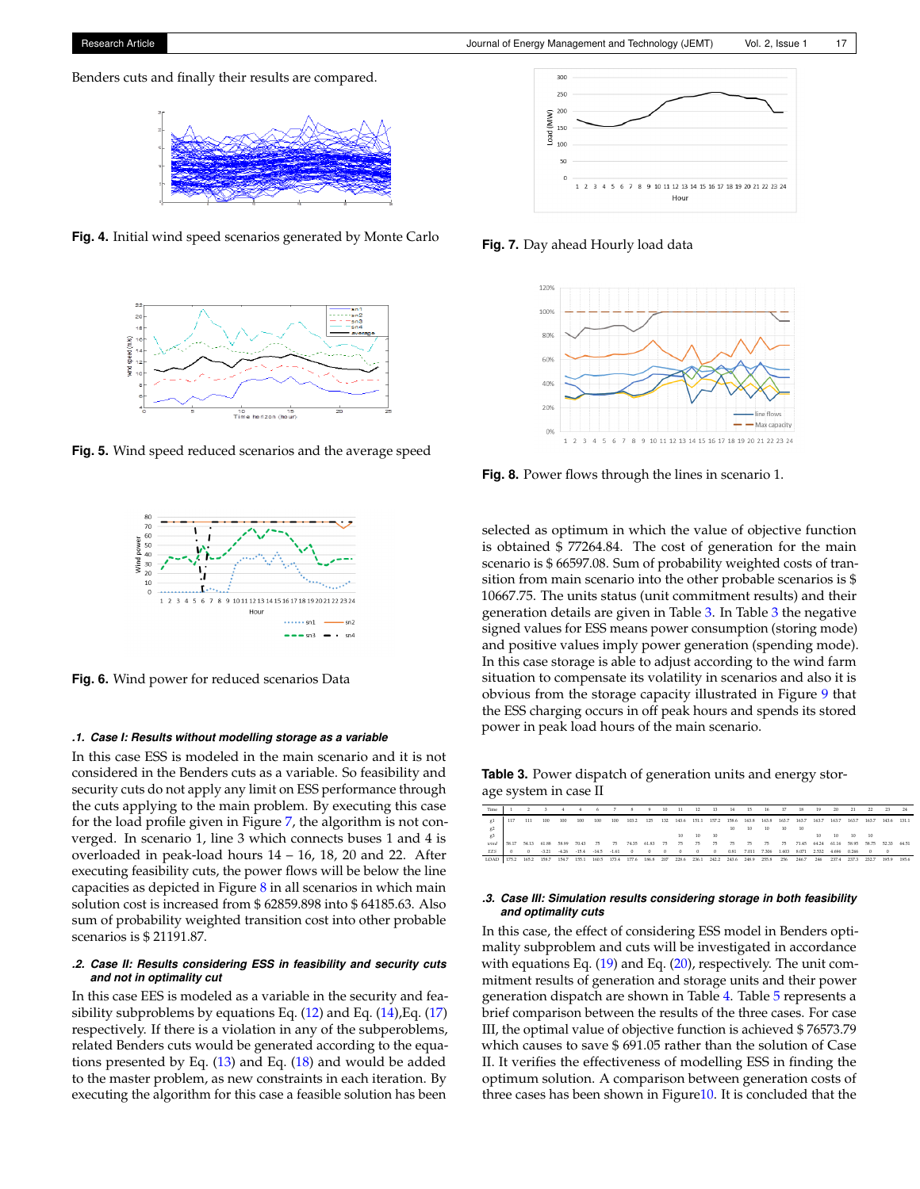Benders cuts and finally their results are compared.

Fig. 4. Initial wind speed scenarios generated by Monte Carlo

Fig. 5. Wind speed reduced scenarios and the average speed

Fig. 6. Wind power for reduced scenarios Data

### .1. Case I: Results without modelling storage as a variable

In this case ESS is modeled in the main scenario and it is not considered in the Benders cuts as a variable. So feasibility and security cuts do not apply any limit on ESS performance through the cuts applying to the main problem. By executing this case for the load profile given in Figure 7, the algorithm is not converged. In scenario 1, line 3 which connects buses 1 and 4 is overloaded in peak-load hours 14 − 16, 18, 20 and 22. After executing feasibility cuts, the power flows will be below the line capacities as depicted in Figure 8 in all scenarios in which main solution cost is increased from $ 62859.898 into $ 64185.63. Also sum of probability weighted transition cost into other probable scenarios is $ 21191.87.

### .2. Case II: Results considering ESS in feasibility and security cuts and not in optimality cut

In this case EES is modeled as a variable in the security and feasibility subproblems by equations Eq. (12) and Eq. (14),Eq. (17) respectively. If there is a violation in any of the subproblems, related Benders cuts would be generated according to the equations presented by Eq. (13) and Eq. (18) and would be added to the master problem, as new constraints in each iteration. By executing the algorithm for this case a feasible solution has been selected as optimum in which the value of objective function is obtained $ 77264.84. The cost of generation for the main scenario is $ 66597.08. Sum of probability weighted costs of transition from main scenario into the other probable scenarios is $ 10667.75. The units status (unit commitment results) and their generation details are given in Table 3. In Table 3 the negative signed values for ESS means power consumption (storing mode) and positive values imply power generation (spending mode). In this case storage is able to adjust according to the wind farm situation to compensate its volatility in scenarios and also it is obvious from the storage capacity illustrated in Figure 9 that the ESS charging occurs in off peak hours and spends its stored power in peak load hours of the main scenario.

Fig. 7. Day ahead Hourly load data

Fig. 8. Power flows through the lines in scenario 1.

Table 3. Power dispatch of generation units and energy storage system in case II

| Time | 1 | 2 | 3 | 4 | 5 | 6 | 7 | 8 | 9 | 10 | 11 | 12 | 13 | 14 | 15 | 16 | 17 | 18 | 19 | 20 | 21 | 22 | 23 | 24 |
|---|---|---|---|---|---|---|---|---|---|---|---|---|---|---|---|---|---|---|---|---|---|---|---|---|
| g1 | 117 | 111 | 100 | 100 | 100 | 100 | 100 | 103.2 | 125 | 132 | 143.6 | 151.1 | 157.2 | 158.6 | 163.8 | 163.8 | 163.7 | 163.7 | 163.7 | 163.7 | 163.7 | 163.7 | 143.6 | 131.1 |
| g2 | | | | | | | | | | | | | | 10 | 10 | 10 | 10 | 10 | | | | | | |
| g3 | | | | | | | | | | 10 | 10 | 10 | | | | | | | 10 | 10 | 10 | 10 | | |
| wind | 58.17 | 54.15 | 61.88 | 58.99 | 70.43 | 75 | 75 | 74.35 | 61.63 | 75 | 75 | 75 | 75 | 75 | 75 | 75 | 75 | 71.45 | 64.24 | 61.16 | 58.95 | 58.75 | 52.33 | 64.51 |
| ESS | 0 | 0 | -3.21 | -4.26 | -15.4 | -14.5 | -1.61 | 0 | 0 | 0 | 0 | 0 | 0 | 0.81 | 7.011 | 7.306 | 1.603 | 8.071 | 2.532 | 4.696 | 0.266 | 0 | 0 | |
| LOAD | 175.2 | 165.2 | 158.7 | 154.7 | 155.1 | 160.5 | 173.4 | 177.6 | 186.6 | 207 | 228.6 | 236.1 | 242.2 | 243.6 | 248.9 | 255.8 | 256 | 246.7 | 246 | 237.4 | 237.3 | 232.7 | 195.9 | 195.6 |

### .3. Case III: Simulation results considering storage in both feasibility and optimality cuts

In this case, the effect of considering ESS model in Benders optimality subproblem and cuts will be investigated in accordance with equations Eq. (19) and Eq. (20), respectively. The unit commitment results of generation and storage units and their power generation dispatch are shown in Table 4. Table 5 represents a brief comparison between the results of the three cases. For case III, the optimal value of objective function is achieved $ 76573.79 which causes to save $ 691.05 rather than the solution of Case II. It verifies the effectiveness of modelling ESS in finding the optimum solution. A comparison between generation costs of three cases has been shown in Figure10. It is concluded that the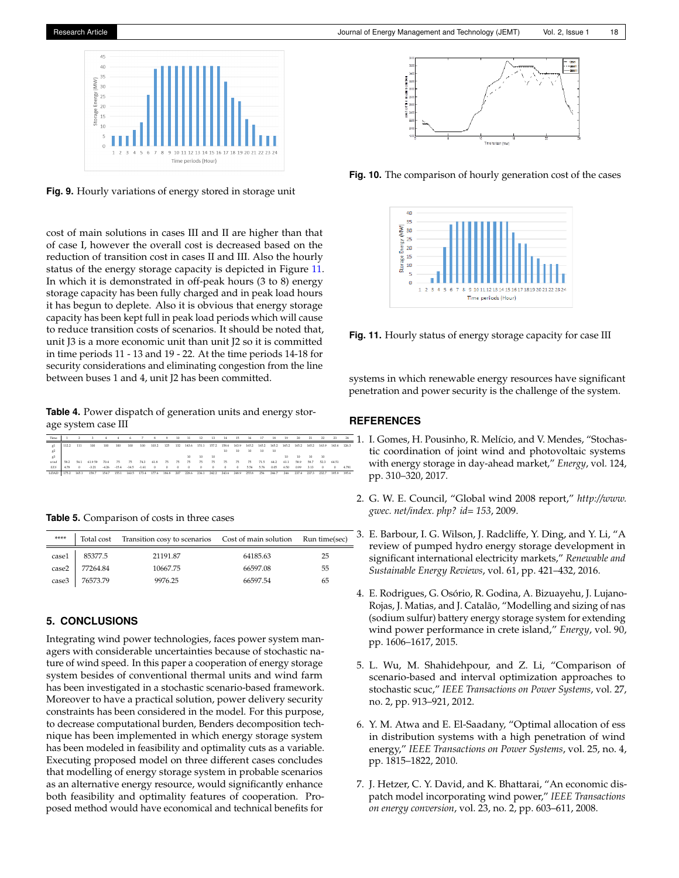**Fig. 9.** Hourly variations of energy stored in storage unit

cost of main solutions in cases III and II are higher than that of case I, however the overall cost is decreased based on the reduction of transition cost in cases II and III. Also the hourly status of the energy storage capacity is depicted in Figure 11. In which it is demonstrated in off-peak hours (3 to 8) energy storage capacity has been fully charged and in peak load hours it has begun to deplete. Also it is obvious that energy storage capacity has been kept full in peak load periods which will cause to reduce transition costs of scenarios. It should be noted that, unit J3 is a more economic unit than unit J2 so it is committed in time periods 11 - 13 and 19 - 22. At the time periods 14-18 for security considerations and eliminating congestion from the line between buses 1 and 4, unit J2 has been committed.

**Table 4.** Power dispatch of generation units and energy storage system case III

| Time | 1 | 2 | 3 | 4 | 4 | 6 | 7 | 8 | 9 | 10 | 11 | 12 | 13 | 14 | 15 | 16 | 17 | 18 | 19 | 20 | 21 | 22 | 23 | 24 |
|---|---|---|---|---|---|---|---|---|---|---|---|---|---|---|---|---|---|---|---|---|---|---|---|---|
| g1 | 112.2 | 111 | 100 | 100 | 100 | 100 | 100 | 103.2 | 125 | 132 | 143.6 | 151.1 | 157.2 | 159.6 | 163.9 | 165.2 | 165.2 | 165.2 | 165.2 | 165.2 | 165.2 | 163.9 | 143.6 | 126.3 |
| g2 | | | | | | | | | | | | | | 10 | 10 | 10 | 10 | 10 | | | | | | |
| g3 | | | | | | | | | | | 10 | 10 | 10 | | | | | | 10 | 10 | 10 | 10 | | |
| wind | 58.2 | 54.1 | 61.959 | 70.4 | 75 | 75 | 74.3 | 61.8 | 75 | 75 | 75 | 75 | 75 | 75 | 75 | 75 | 71.3 | 64.2 | 61.1 | 58.9 | 58.7 | 52.3 | 64.51 | |
| ESS | 4.78 | 0 | -3.21 | -4.26 | -15.4 | -14.5 | -1.61 | 0 | 0 | 0 | 0 | 0 | 0 | 0 | 0 | 5.56 | 5.78 | 0.05 | 6.50 | 0.99 | 3.13 | 0 | 0 | 4.781 |
| LOAD | 175.2 | 165.1 | 158.7 | 154.7 | 155.1 | 160.5 | 173.4 | 177.6 | 186.6 | 207 | 228.6 | 236.1 | 242.2 | 243.6 | 248.9 | 255.8 | 256 | 246.7 | 246 | 237.4 | 237.3 | 232.7 | 195.9 | 195.6 |

**Table 5.** Comparison of costs in three cases

| **** | Total cost | Transition cosy to scenarios | Cost of main solution | Run time(sec) |
|---|---|---|---|---|
| case1 | 85377.5 | 21191.87 | 64185.63 | 25 |
| case2 | 77264.84 | 10667.75 | 66597.08 | 55 |
| case3 | 76573.79 | 9976.25 | 66597.54 | 65 |

## 5. CONCLUSIONS

Integrating wind power technologies, faces power system managers with considerable uncertainties because of stochastic nature of wind speed. In this paper a cooperation of energy storage system besides of conventional thermal units and wind farm has been investigated in a stochastic scenario-based framework. Moreover to have a practical solution, power delivery security constraints has been considered in the model. For this purpose, to decrease computational burden, Benders decomposition technique has been implemented in which energy storage system has been modeled in feasibility and optimality cuts as a variable. Executing proposed model on three different cases concludes that modelling of energy storage system in probable scenarios as an alternative energy resource, would significantly enhance both feasibility and optimality features of cooperation. Proposed method would have economical and technical benefits for systems in which renewable energy resources have significant penetration and power security is the challenge of the system.

**Fig. 10.** The comparison of hourly generation cost of the cases

**Fig. 11.** Hourly status of energy storage capacity for case III

## REFERENCES

1. I. Gomes, H. Pousinho, R. Melício, and V. Mendes, "Stochastic coordination of joint wind and photovoltaic systems with energy storage in day-ahead market," *Energy*, vol. 124, pp. 310–320, 2017.
2. G. W. E. Council, "Global wind 2008 report," *http://www. gwec. net/index. php? id= 153*, 2009.
3. E. Barbour, I. G. Wilson, J. Radcliffe, Y. Ding, and Y. Li, "A review of pumped hydro energy storage development in significant international electricity markets," *Renewable and Sustainable Energy Reviews*, vol. 61, pp. 421–432, 2016.
4. E. Rodrigues, G. Osório, R. Godina, A. Bizuayehu, J. Lujano-Rojas, J. Matias, and J. Catalão, "Modelling and sizing of nas (sodium sulfur) battery energy storage system for extending wind power performance in crete island," *Energy*, vol. 90, pp. 1606–1617, 2015.
5. L. Wu, M. Shahidehpour, and Z. Li, "Comparison of scenario-based and interval optimization approaches to stochastic scuc," *IEEE Transactions on Power Systems*, vol. 27, no. 2, pp. 913–921, 2012.
6. Y. M. Atwa and E. El-Saadany, "Optimal allocation of ess in distribution systems with a high penetration of wind energy," *IEEE Transactions on Power Systems*, vol. 25, no. 4, pp. 1815–1822, 2010.
7. J. Hetzer, C. Y. David, and K. Bhattarai, "An economic dispatch model incorporating wind power," *IEEE Transactions on energy conversion*, vol. 23, no. 2, pp. 603–611, 2008.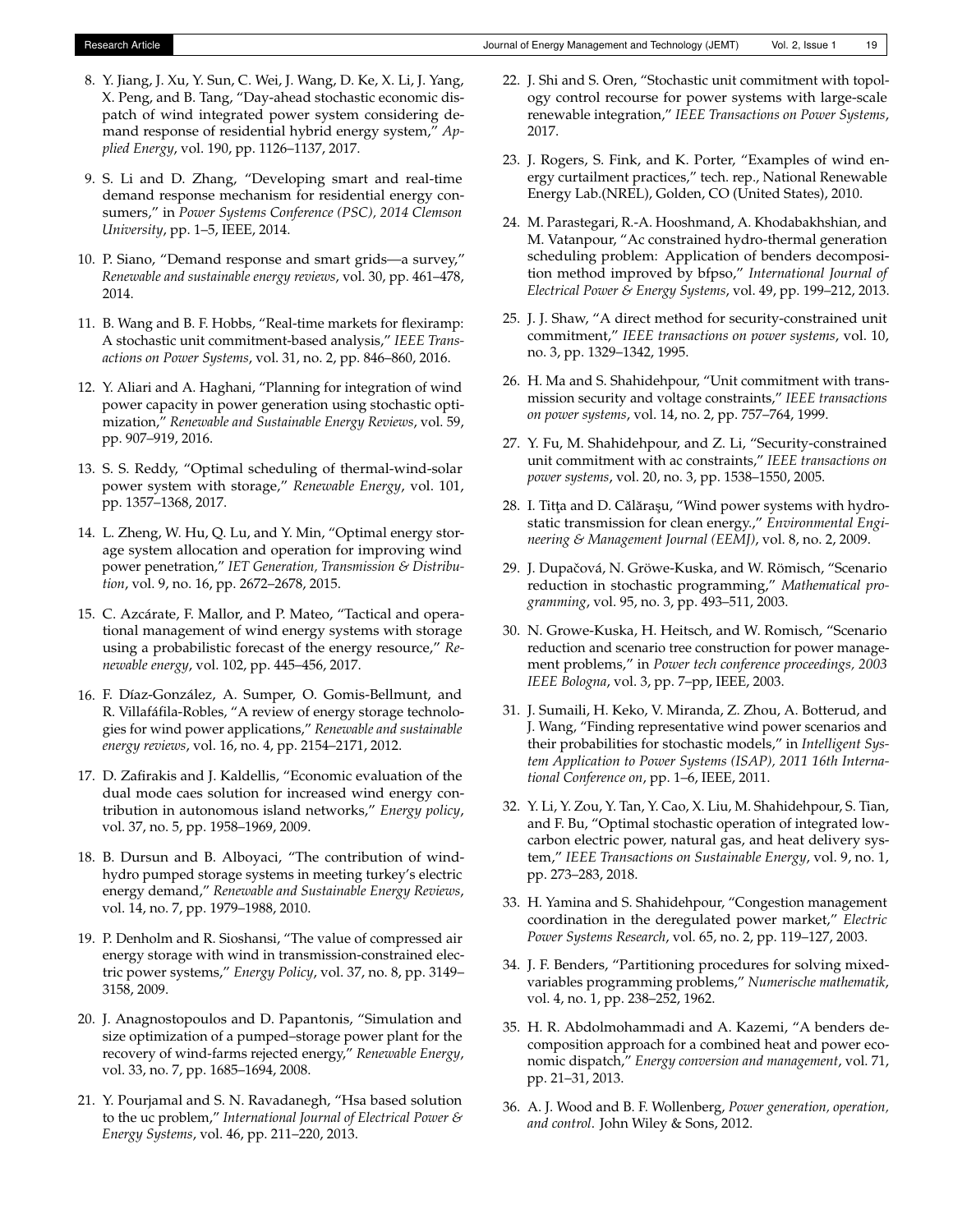8. Y. Jiang, J. Xu, Y. Sun, C. Wei, J. Wang, D. Ke, X. Li, J. Yang, X. Peng, and B. Tang, "Day-ahead stochastic economic dispatch of wind integrated power system considering demand response of residential hybrid energy system," *Applied Energy*, vol. 190, pp. 1126–1137, 2017.
9. S. Li and D. Zhang, "Developing smart and real-time demand response mechanism for residential energy consumers," in *Power Systems Conference (PSC), 2014 Clemson University*, pp. 1–5, IEEE, 2014.
10. P. Siano, "Demand response and smart grids—a survey," *Renewable and sustainable energy reviews*, vol. 30, pp. 461–478, 2014.
11. B. Wang and B. F. Hobbs, "Real-time markets for flexiramp: A stochastic unit commitment-based analysis," *IEEE Transactions on Power Systems*, vol. 31, no. 2, pp. 846–860, 2016.
12. Y. Aliari and A. Haghani, "Planning for integration of wind power capacity in power generation using stochastic optimization," *Renewable and Sustainable Energy Reviews*, vol. 59, pp. 907–919, 2016.
13. S. S. Reddy, "Optimal scheduling of thermal-wind-solar power system with storage," *Renewable Energy*, vol. 101, pp. 1357–1368, 2017.
14. L. Zheng, W. Hu, Q. Lu, and Y. Min, "Optimal energy storage system allocation and operation for improving wind power penetration," *IET Generation, Transmission & Distribution*, vol. 9, no. 16, pp. 2672–2678, 2015.
15. C. Azcárate, F. Mallor, and P. Mateo, "Tactical and operational management of wind energy systems with storage using a probabilistic forecast of the energy resource," *Renewable energy*, vol. 102, pp. 445–456, 2017.
16. F. Díaz-González, A. Sumper, O. Gomis-Bellmunt, and R. Villafáfila-Robles, "A review of energy storage technologies for wind power applications," *Renewable and sustainable energy reviews*, vol. 16, no. 4, pp. 2154–2171, 2012.
17. D. Zafirakis and J. Kaldellis, "Economic evaluation of the dual mode caes solution for increased wind energy contribution in autonomous island networks," *Energy policy*, vol. 37, no. 5, pp. 1958–1969, 2009.
18. B. Dursun and B. Alboyaci, "The contribution of wind-hydro pumped storage systems in meeting turkey's electric energy demand," *Renewable and Sustainable Energy Reviews*, vol. 14, no. 7, pp. 1979–1988, 2010.
19. P. Denholm and R. Sioshansi, "The value of compressed air energy storage with wind in transmission-constrained electric power systems," *Energy Policy*, vol. 37, no. 8, pp. 3149–3158, 2009.
20. J. Anagnostopoulos and D. Papantonis, "Simulation and size optimization of a pumped–storage power plant for the recovery of wind-farms rejected energy," *Renewable Energy*, vol. 33, no. 7, pp. 1685–1694, 2008.
21. Y. Pourjamal and S. N. Ravadanegh, "Hsa based solution to the uc problem," *International Journal of Electrical Power & Energy Systems*, vol. 46, pp. 211–220, 2013.
22. J. Shi and S. Oren, "Stochastic unit commitment with topology control recourse for power systems with large-scale renewable integration," *IEEE Transactions on Power Systems*, 2017.
23. J. Rogers, S. Fink, and K. Porter, "Examples of wind energy curtailment practices," tech. rep., National Renewable Energy Lab.(NREL), Golden, CO (United States), 2010.
24. M. Parastegari, R.-A. Hooshmand, A. Khodabakhshian, and M. Vatanpour, "Ac constrained hydro-thermal generation scheduling problem: Application of benders decomposition method improved by bfpso," *International Journal of Electrical Power & Energy Systems*, vol. 49, pp. 199–212, 2013.
25. J. J. Shaw, "A direct method for security-constrained unit commitment," *IEEE transactions on power systems*, vol. 10, no. 3, pp. 1329–1342, 1995.
26. H. Ma and S. Shahidehpour, "Unit commitment with transmission security and voltage constraints," *IEEE transactions on power systems*, vol. 14, no. 2, pp. 757–764, 1999.
27. Y. Fu, M. Shahidehpour, and Z. Li, "Security-constrained unit commitment with ac constraints," *IEEE transactions on power systems*, vol. 20, no. 3, pp. 1538–1550, 2005.
28. I. Tiţa and D. Călăraşu, "Wind power systems with hydrostatic transmission for clean energy.," *Environmental Engineering & Management Journal (EEMJ)*, vol. 8, no. 2, 2009.
29. J. Dupačová, N. Gröwe-Kuska, and W. Römisch, "Scenario reduction in stochastic programming," *Mathematical programming*, vol. 95, no. 3, pp. 493–511, 2003.
30. N. Growe-Kuska, H. Heitsch, and W. Romisch, "Scenario reduction and scenario tree construction for power management problems," in *Power tech conference proceedings, 2003 IEEE Bologna*, vol. 3, pp. 7–pp, IEEE, 2003.
31. J. Sumaili, H. Keko, V. Miranda, Z. Zhou, A. Botterud, and J. Wang, "Finding representative wind power scenarios and their probabilities for stochastic models," in *Intelligent System Application to Power Systems (ISAP), 2011 16th International Conference on*, pp. 1–6, IEEE, 2011.
32. Y. Li, Y. Zou, Y. Tan, Y. Cao, X. Liu, M. Shahidehpour, S. Tian, and F. Bu, "Optimal stochastic operation of integrated low-carbon electric power, natural gas, and heat delivery system," *IEEE Transactions on Sustainable Energy*, vol. 9, no. 1, pp. 273–283, 2018.
33. H. Yamina and S. Shahidehpour, "Congestion management coordination in the deregulated power market," *Electric Power Systems Research*, vol. 65, no. 2, pp. 119–127, 2003.
34. J. F. Benders, "Partitioning procedures for solving mixed-variables programming problems," *Numerische mathematik*, vol. 4, no. 1, pp. 238–252, 1962.
35. H. R. Abdolmohammadi and A. Kazemi, "A benders decomposition approach for a combined heat and power economic dispatch," *Energy conversion and management*, vol. 71, pp. 21–31, 2013.
36. A. J. Wood and B. F. Wollenberg, *Power generation, operation, and control*. John Wiley & Sons, 2012.